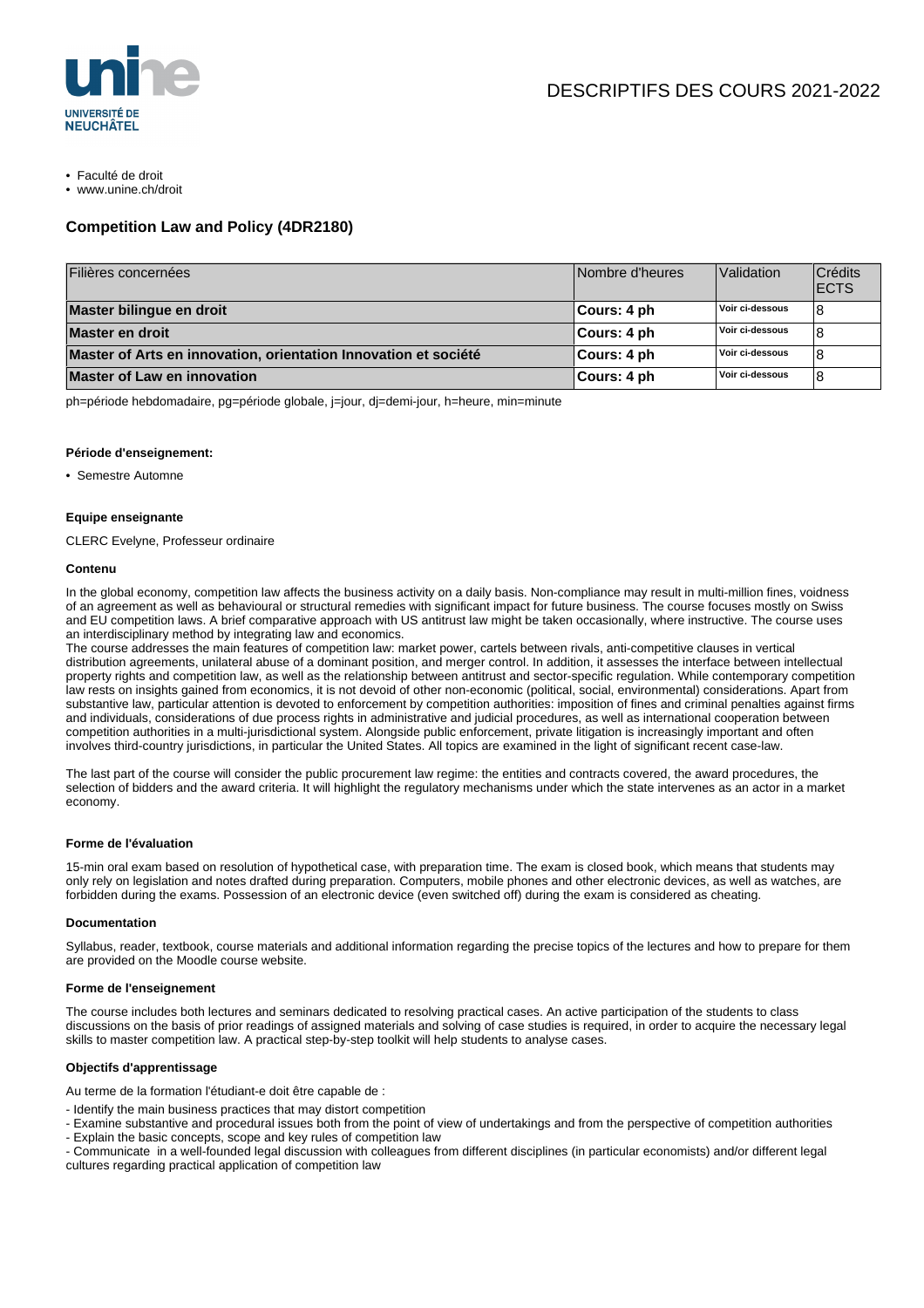DESCRIPTIFS DES COURS 2021-2022

- Faculté de droit
- www.unine.ch/droit

## Competition Law and Policy (4DR2180)

| Filières concernées | Nombre d'heures | Validation | Crédits ECTS |
|---|---|---|---|
| **Master bilingue en droit** | **Cours: 4 ph** | **Voir ci-dessous** | 8 |
| **Master en droit** | **Cours: 4 ph** | **Voir ci-dessous** | 8 |
| **Master of Arts en innovation, orientation Innovation et société** | **Cours: 4 ph** | **Voir ci-dessous** | 8 |
| **Master of Law en innovation** | **Cours: 4 ph** | **Voir ci-dessous** | 8 |

ph=période hebdomadaire, pg=période globale, j=jour, dj=demi-jour, h=heure, min=minute

#### Période d'enseignement:

- Semestre Automne

#### Equipe enseignante

CLERC Evelyne, Professeur ordinaire

#### Contenu

In the global economy, competition law affects the business activity on a daily basis. Non-compliance may result in multi-million fines, voidness of an agreement as well as behavioural or structural remedies with significant impact for future business. The course focuses mostly on Swiss and EU competition laws. A brief comparative approach with US antitrust law might be taken occasionally, where instructive. The course uses an interdisciplinary method by integrating law and economics.
The course addresses the main features of competition law: market power, cartels between rivals, anti-competitive clauses in vertical distribution agreements, unilateral abuse of a dominant position, and merger control. In addition, it assesses the interface between intellectual property rights and competition law, as well as the relationship between antitrust and sector-specific regulation. While contemporary competition law rests on insights gained from economics, it is not devoid of other non-economic (political, social, environmental) considerations. Apart from substantive law, particular attention is devoted to enforcement by competition authorities: imposition of fines and criminal penalties against firms and individuals, considerations of due process rights in administrative and judicial procedures, as well as international cooperation between competition authorities in a multi-jurisdictional system. Alongside public enforcement, private litigation is increasingly important and often involves third-country jurisdictions, in particular the United States. All topics are examined in the light of significant recent case-law.

The last part of the course will consider the public procurement law regime: the entities and contracts covered, the award procedures, the selection of bidders and the award criteria. It will highlight the regulatory mechanisms under which the state intervenes as an actor in a market economy.

#### Forme de l'évaluation

15-min oral exam based on resolution of hypothetical case, with preparation time. The exam is closed book, which means that students may only rely on legislation and notes drafted during preparation. Computers, mobile phones and other electronic devices, as well as watches, are forbidden during the exams. Possession of an electronic device (even switched off) during the exam is considered as cheating.

#### Documentation

Syllabus, reader, textbook, course materials and additional information regarding the precise topics of the lectures and how to prepare for them are provided on the Moodle course website.

#### Forme de l'enseignement

The course includes both lectures and seminars dedicated to resolving practical cases. An active participation of the students to class discussions on the basis of prior readings of assigned materials and solving of case studies is required, in order to acquire the necessary legal skills to master competition law. A practical step-by-step toolkit will help students to analyse cases.

#### Objectifs d'apprentissage

Au terme de la formation l'étudiant-e doit être capable de :

- Identify the main business practices that may distort competition
- Examine substantive and procedural issues both from the point of view of undertakings and from the perspective of competition authorities
- Explain the basic concepts, scope and key rules of competition law
- Communicate in a well-founded legal discussion with colleagues from different disciplines (in particular economists) and/or different legal cultures regarding practical application of competition law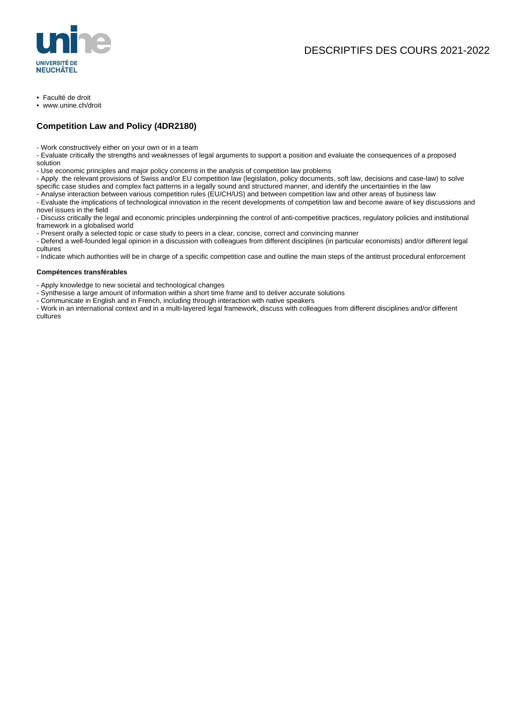- Faculté de droit
- www.unine.ch/droit

## Competition Law and Policy (4DR2180)

- Work constructively either on your own or in a team
- Evaluate critically the strengths and weaknesses of legal arguments to support a position and evaluate the consequences of a proposed solution
- Use economic principles and major policy concerns in the analysis of competition law problems
- Apply the relevant provisions of Swiss and/or EU competition law (legislation, policy documents, soft law, decisions and case-law) to solve specific case studies and complex fact patterns in a legally sound and structured manner, and identify the uncertainties in the law
- Analyse interaction between various competition rules (EU/CH/US) and between competition law and other areas of business law
- Evaluate the implications of technological innovation in the recent developments of competition law and become aware of key discussions and novel issues in the field
- Discuss critically the legal and economic principles underpinning the control of anti-competitive practices, regulatory policies and institutional framework in a globalised world
- Present orally a selected topic or case study to peers in a clear, concise, correct and convincing manner
- Defend a well-founded legal opinion in a discussion with colleagues from different disciplines (in particular economists) and/or different legal cultures
- Indicate which authorities will be in charge of a specific competition case and outline the main steps of the antitrust procedural enforcement

#### Compétences transférables

- Apply knowledge to new societal and technological changes
- Synthesise a large amount of information within a short time frame and to deliver accurate solutions
- Communicate in English and in French, including through interaction with native speakers
- Work in an international context and in a multi-layered legal framework, discuss with colleagues from different disciplines and/or different cultures